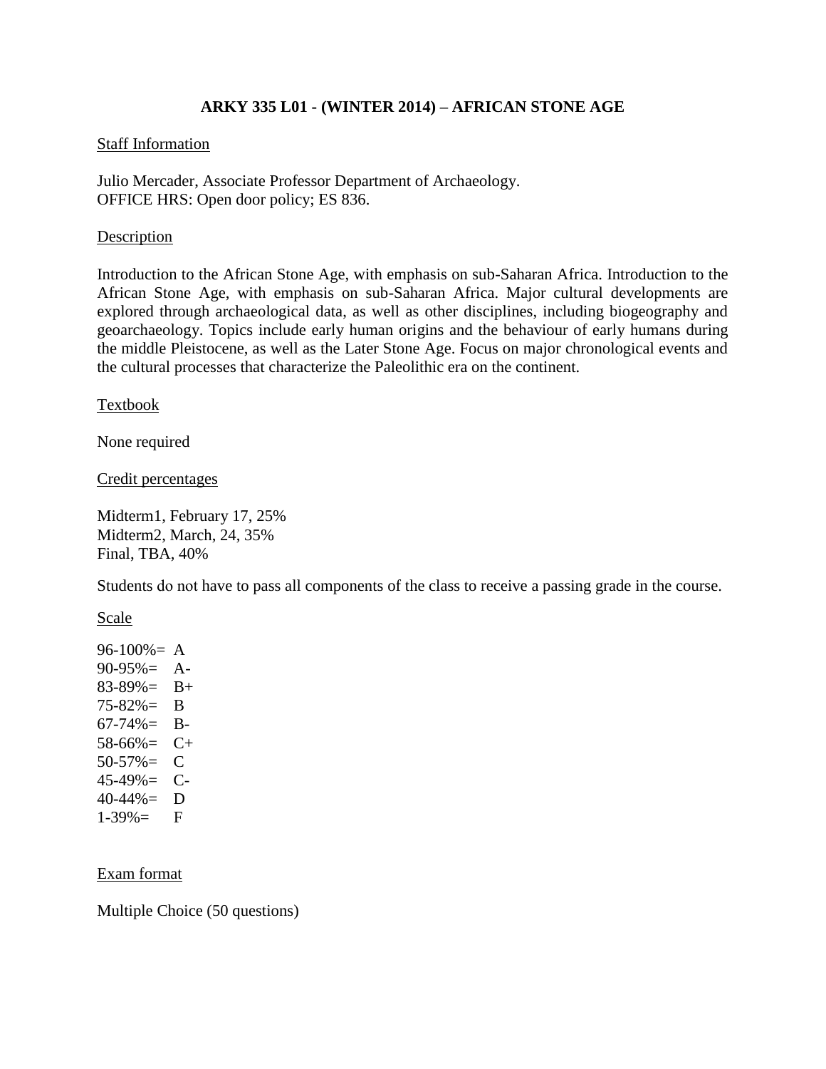# ARKY 335 L01 - (WINTER 2014) – AFRICAN STONE AGE

## Staff Information

Julio Mercader, Associate Professor Department of Archaeology.
OFFICE HRS: Open door policy; ES 836.

## Description

Introduction to the African Stone Age, with emphasis on sub-Saharan Africa. Introduction to the African Stone Age, with emphasis on sub-Saharan Africa. Major cultural developments are explored through archaeological data, as well as other disciplines, including biogeography and geoarchaeology. Topics include early human origins and the behaviour of early humans during the middle Pleistocene, as well as the Later Stone Age. Focus on major chronological events and the cultural processes that characterize the Paleolithic era on the continent.

## Textbook

None required

## Credit percentages

Midterm1, February 17, 25%
Midterm2, March, 24, 35%
Final, TBA, 40%

Students do not have to pass all components of the class to receive a passing grade in the course.

## Scale

96-100%= A
90-95%= A-
83-89%= B+
75-82%= B
67-74%= B-
58-66%= C+
50-57%= C
45-49%= C-
40-44%= D
1-39%= F

## Exam format

Multiple Choice (50 questions)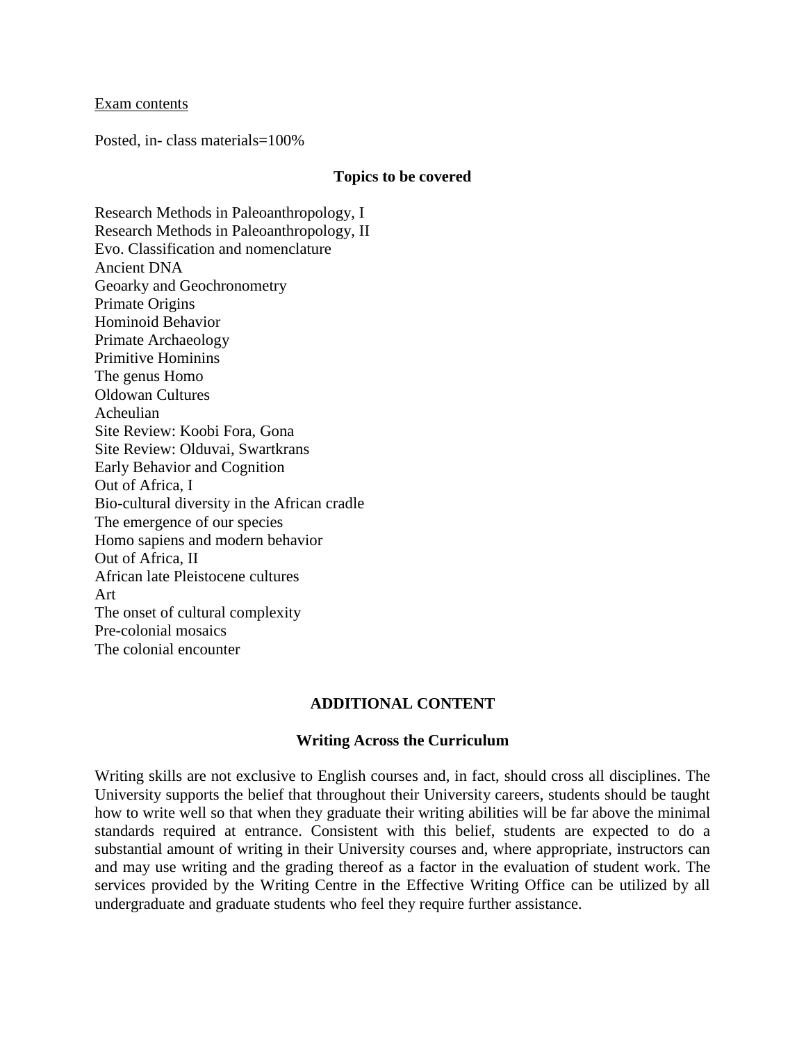<u>Exam contents</u>

Posted, in- class materials=100%

**Topics to be covered**

Research Methods in Paleoanthropology, I  
Research Methods in Paleoanthropology, II  
Evo. Classification and nomenclature  
Ancient DNA  
Geoarky and Geochronometry  
Primate Origins  
Hominoid Behavior  
Primate Archaeology  
Primitive Hominins  
The genus Homo  
Oldowan Cultures  
Acheulian  
Site Review: Koobi Fora, Gona  
Site Review: Olduvai, Swartkrans  
Early Behavior and Cognition  
Out of Africa, I  
Bio-cultural diversity in the African cradle  
The emergence of our species  
Homo sapiens and modern behavior  
Out of Africa, II  
African late Pleistocene cultures  
Art  
The onset of cultural complexity  
Pre-colonial mosaics  
The colonial encounter

**ADDITIONAL CONTENT**

**Writing Across the Curriculum**

Writing skills are not exclusive to English courses and, in fact, should cross all disciplines. The University supports the belief that throughout their University careers, students should be taught how to write well so that when they graduate their writing abilities will be far above the minimal standards required at entrance. Consistent with this belief, students are expected to do a substantial amount of writing in their University courses and, where appropriate, instructors can and may use writing and the grading thereof as a factor in the evaluation of student work. The services provided by the Writing Centre in the Effective Writing Office can be utilized by all undergraduate and graduate students who feel they require further assistance.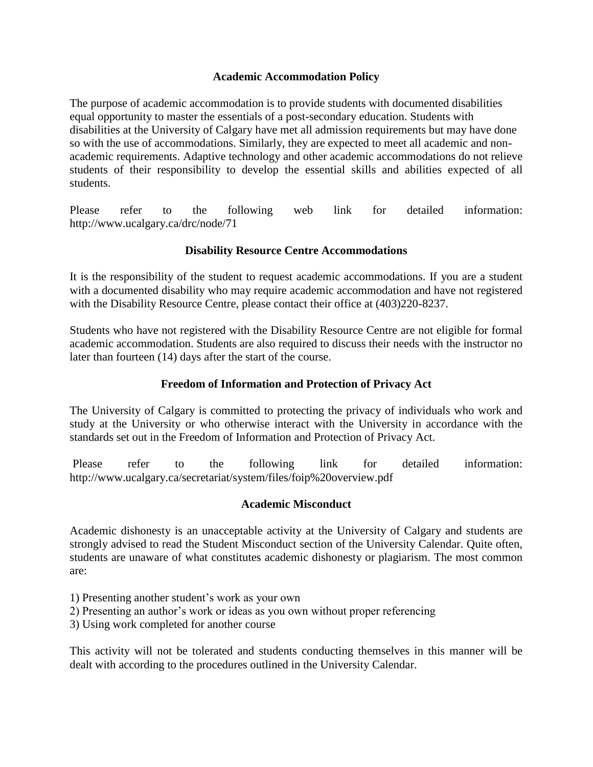## Academic Accommodation Policy

The purpose of academic accommodation is to provide students with documented disabilities equal opportunity to master the essentials of a post-secondary education. Students with disabilities at the University of Calgary have met all admission requirements but may have done so with the use of accommodations. Similarly, they are expected to meet all academic and non-academic requirements. Adaptive technology and other academic accommodations do not relieve students of their responsibility to develop the essential skills and abilities expected of all students.

Please refer to the following web link for detailed information: http://www.ucalgary.ca/drc/node/71

## Disability Resource Centre Accommodations

It is the responsibility of the student to request academic accommodations. If you are a student with a documented disability who may require academic accommodation and have not registered with the Disability Resource Centre, please contact their office at (403)220-8237.

Students who have not registered with the Disability Resource Centre are not eligible for formal academic accommodation. Students are also required to discuss their needs with the instructor no later than fourteen (14) days after the start of the course.

## Freedom of Information and Protection of Privacy Act

The University of Calgary is committed to protecting the privacy of individuals who work and study at the University or who otherwise interact with the University in accordance with the standards set out in the Freedom of Information and Protection of Privacy Act.

Please refer to the following link for detailed information: http://www.ucalgary.ca/secretariat/system/files/foip%20overview.pdf

## Academic Misconduct

Academic dishonesty is an unacceptable activity at the University of Calgary and students are strongly advised to read the Student Misconduct section of the University Calendar. Quite often, students are unaware of what constitutes academic dishonesty or plagiarism. The most common are:

1) Presenting another student's work as your own
2) Presenting an author's work or ideas as you own without proper referencing
3) Using work completed for another course

This activity will not be tolerated and students conducting themselves in this manner will be dealt with according to the procedures outlined in the University Calendar.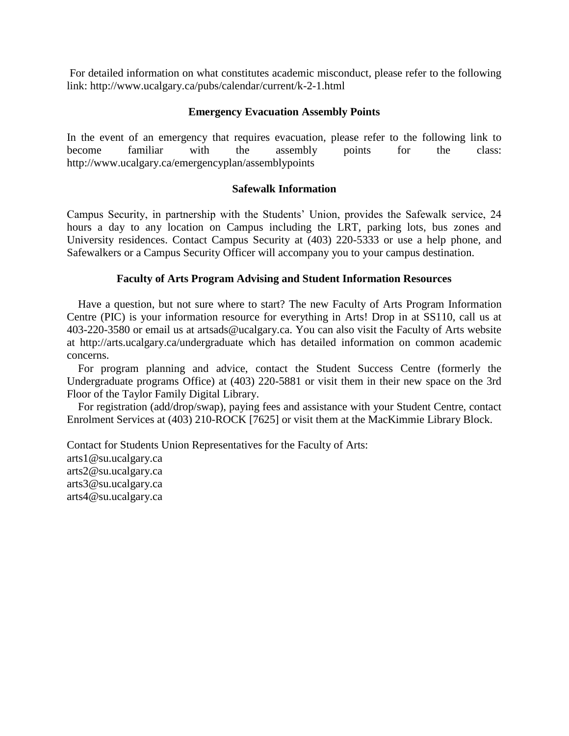For detailed information on what constitutes academic misconduct, please refer to the following link: http://www.ucalgary.ca/pubs/calendar/current/k-2-1.html

**Emergency Evacuation Assembly Points**

In the event of an emergency that requires evacuation, please refer to the following link to become familiar with the assembly points for the class: http://www.ucalgary.ca/emergencyplan/assemblypoints

**Safewalk Information**

Campus Security, in partnership with the Students' Union, provides the Safewalk service, 24 hours a day to any location on Campus including the LRT, parking lots, bus zones and University residences. Contact Campus Security at (403) 220-5333 or use a help phone, and Safewalkers or a Campus Security Officer will accompany you to your campus destination.

**Faculty of Arts Program Advising and Student Information Resources**

Have a question, but not sure where to start? The new Faculty of Arts Program Information Centre (PIC) is your information resource for everything in Arts! Drop in at SS110, call us at 403-220-3580 or email us at artsads@ucalgary.ca. You can also visit the Faculty of Arts website at http://arts.ucalgary.ca/undergraduate which has detailed information on common academic concerns.

For program planning and advice, contact the Student Success Centre (formerly the Undergraduate programs Office) at (403) 220-5881 or visit them in their new space on the 3rd Floor of the Taylor Family Digital Library.

For registration (add/drop/swap), paying fees and assistance with your Student Centre, contact Enrolment Services at (403) 210-ROCK [7625] or visit them at the MacKimmie Library Block.

Contact for Students Union Representatives for the Faculty of Arts:
arts1@su.ucalgary.ca
arts2@su.ucalgary.ca
arts3@su.ucalgary.ca
arts4@su.ucalgary.ca